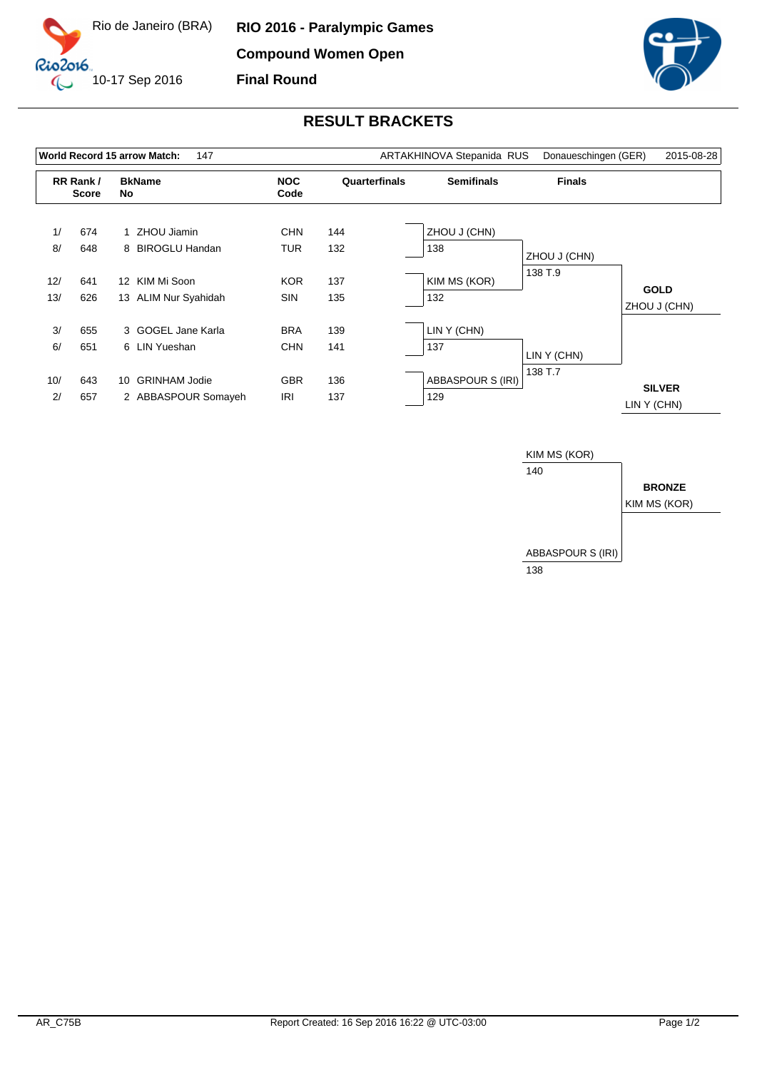Rio de Janeiro (BRA)

10-17 Sep 2016

**RIO 2016 - Paralympic Games**

**Compound Women Open**

**Final Round**

## RESULT BRACKETS

| **World Record 15 arrow Match:** | 147 | ARTAKHINOVA Stepanida RUS | Donaueschingen (GER) | 2015-08-28 |
|---|---|---|---|---|

| RR Rank / Score | | BkName No | | NOC Code | Quarterfinals | Semifinals | Finals | |
|---|---|---|---|---|---|---|---|---|
| 1/ | 674 | 1 | ZHOU Jiamin | CHN | 144 | ZHOU J (CHN) 138 | ZHOU J (CHN) 138 T.9 | **GOLD** ZHOU J (CHN) |
| 8/ | 648 | 8 | BIROGLU Handan | TUR | 132 | | | |
| 12/ | 641 | 12 | KIM Mi Soon | KOR | 137 | KIM MS (KOR) 132 | | |
| 13/ | 626 | 13 | ALIM Nur Syahidah | SIN | 135 | | | |
| 3/ | 655 | 3 | GOGEL Jane Karla | BRA | 139 | LIN Y (CHN) 137 | LIN Y (CHN) 138 T.7 | **SILVER** LIN Y (CHN) |
| 6/ | 651 | 6 | LIN Yueshan | CHN | 141 | | | |
| 10/ | 643 | 10 | GRINHAM Jodie | GBR | 136 | ABBASPOUR S (IRI) 129 | | |
| 2/ | 657 | 2 | ABBASPOUR Somayeh | IRI | 137 | | | |

**Bronze Match**

| Athlete | Score |
|---|---|
| KIM MS (KOR) | 140 |
| ABBASPOUR S (IRI) | 138 |

**BRONZE** KIM MS (KOR)

AR_C75B

Report Created: 16 Sep 2016 16:22 @ UTC-03:00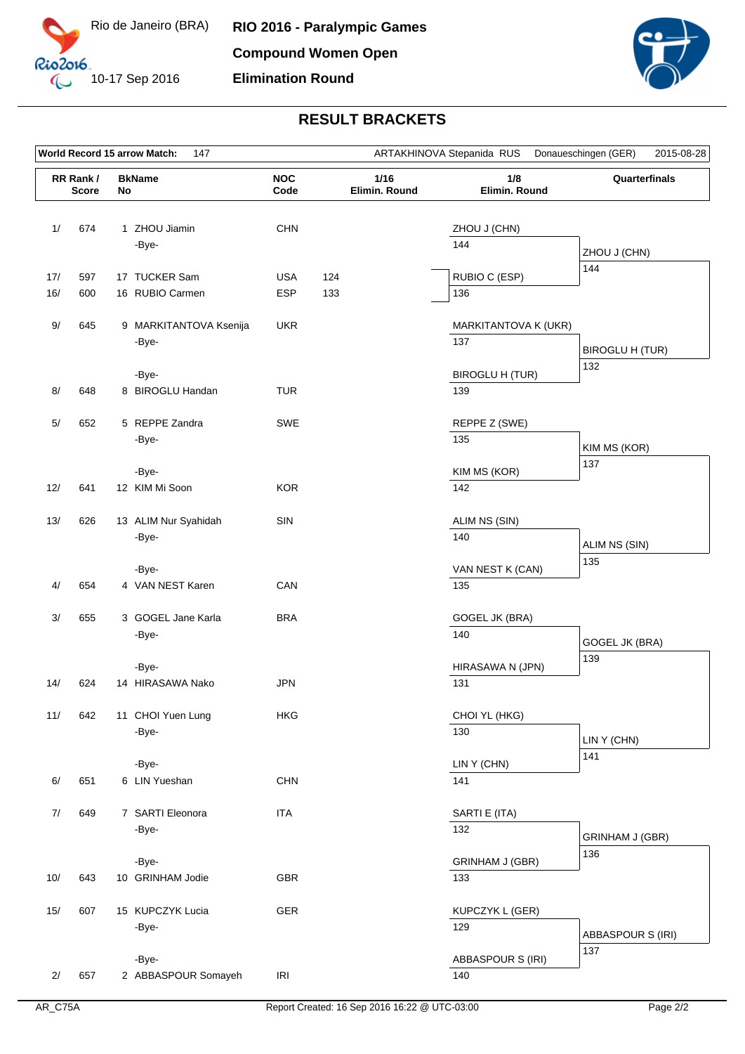Rio de Janeiro (BRA)

10-17 Sep 2016

**RIO 2016 - Paralympic Games**

**Compound Women Open**

**Elimination Round**

## RESULT BRACKETS

| World Record 15 arrow Match: | 147 | ARTAKHINOVA Stepanida RUS | Donaueschingen (GER) | 2015-08-28 |
|---|---|---|---|---|

| RR Rank / Score | | BkName No | | NOC Code | 1/16 Elimin. Round | 1/8 Elimin. Round | Quarterfinals |
|---|---|---|---|---|---|---|---|
| 1/ | 674 | 1 | ZHOU Jiamin | CHN | | ZHOU J (CHN) 144 | ZHOU J (CHN) 144 |
| | | | -Bye- | | | | |
| 17/ | 597 | 17 | TUCKER Sam | USA | 124 | | |
| 16/ | 600 | 16 | RUBIO Carmen | ESP | 133 | RUBIO C (ESP) 136 | |
| 9/ | 645 | 9 | MARKITANTOVA Ksenija | UKR | | MARKITANTOVA K (UKR) 137 | BIROGLU H (TUR) 132 |
| | | | -Bye- | | | | |
| | | | -Bye- | | | | |
| 8/ | 648 | 8 | BIROGLU Handan | TUR | | BIROGLU H (TUR) 139 | |
| 5/ | 652 | 5 | REPPE Zandra | SWE | | REPPE Z (SWE) 135 | KIM MS (KOR) 137 |
| | | | -Bye- | | | | |
| | | | -Bye- | | | | |
| 12/ | 641 | 12 | KIM Mi Soon | KOR | | KIM MS (KOR) 142 | |
| 13/ | 626 | 13 | ALIM Nur Syahidah | SIN | | ALIM NS (SIN) 140 | ALIM NS (SIN) 135 |
| | | | -Bye- | | | | |
| | | | -Bye- | | | | |
| 4/ | 654 | 4 | VAN NEST Karen | CAN | | VAN NEST K (CAN) 135 | |
| 3/ | 655 | 3 | GOGEL Jane Karla | BRA | | GOGEL JK (BRA) 140 | GOGEL JK (BRA) 139 |
| | | | -Bye- | | | | |
| | | | -Bye- | | | | |
| 14/ | 624 | 14 | HIRASAWA Nako | JPN | | HIRASAWA N (JPN) 131 | |
| 11/ | 642 | 11 | CHOI Yuen Lung | HKG | | CHOI YL (HKG) 130 | LIN Y (CHN) 141 |
| | | | -Bye- | | | | |
| | | | -Bye- | | | | |
| 6/ | 651 | 6 | LIN Yueshan | CHN | | LIN Y (CHN) 141 | |
| 7/ | 649 | 7 | SARTI Eleonora | ITA | | SARTI E (ITA) 132 | GRINHAM J (GBR) 136 |
| | | | -Bye- | | | | |
| | | | -Bye- | | | | |
| 10/ | 643 | 10 | GRINHAM Jodie | GBR | | GRINHAM J (GBR) 133 | |
| 15/ | 607 | 15 | KUPCZYK Lucia | GER | | KUPCZYK L (GER) 129 | ABBASPOUR S (IRI) 137 |
| | | | -Bye- | | | | |
| | | | -Bye- | | | | |
| 2/ | 657 | 2 | ABBASPOUR Somayeh | IRI | | ABBASPOUR S (IRI) 140 | |

AR_C75A

Report Created: 16 Sep 2016 16:22 @ UTC-03:00